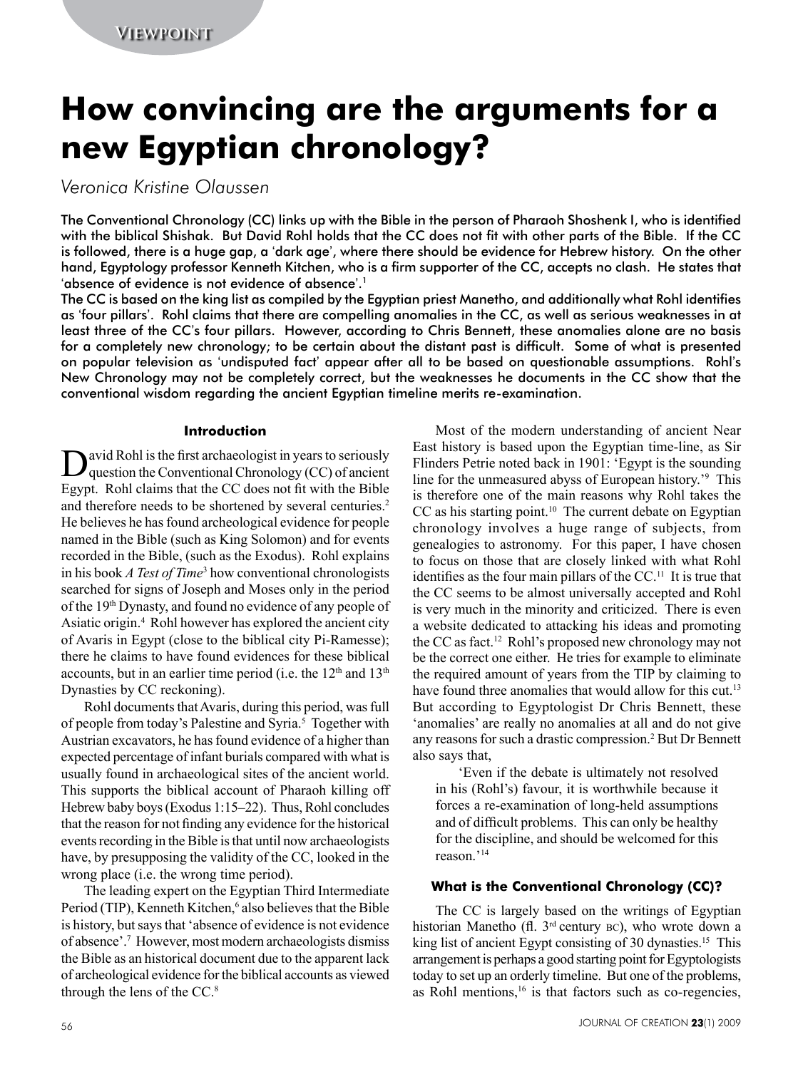Viewpoint

# How convincing are the arguments for a new Egyptian chronology?

*Veronica Kristine Olaussen*

The Conventional Chronology (CC) links up with the Bible in the person of Pharaoh Shoshenk I, who is identified with the biblical Shishak. But David Rohl holds that the CC does not fit with other parts of the Bible. If the CC is followed, there is a huge gap, a 'dark age', where there should be evidence for Hebrew history. On the other hand, Egyptology professor Kenneth Kitchen, who is a firm supporter of the CC, accepts no clash. He states that 'absence of evidence is not evidence of absence'.[1]
The CC is based on the king list as compiled by the Egyptian priest Manetho, and additionally what Rohl identifies as 'four pillars'. Rohl claims that there are compelling anomalies in the CC, as well as serious weaknesses in at least three of the CC's four pillars. However, according to Chris Bennett, these anomalies alone are no basis for a completely new chronology; to be certain about the distant past is difficult. Some of what is presented on popular television as 'undisputed fact' appear after all to be based on questionable assumptions. Rohl's New Chronology may not be completely correct, but the weaknesses he documents in the CC show that the conventional wisdom regarding the ancient Egyptian timeline merits re-examination.

## Introduction

David Rohl is the first archaeologist in years to seriously question the Conventional Chronology (CC) of ancient Egypt. Rohl claims that the CC does not fit with the Bible and therefore needs to be shortened by several centuries.[2] He believes he has found archeological evidence for people named in the Bible (such as King Solomon) and for events recorded in the Bible, (such as the Exodus). Rohl explains in his book *A Test of Time*[3] how conventional chronologists searched for signs of Joseph and Moses only in the period of the 19th Dynasty, and found no evidence of any people of Asiatic origin.[4] Rohl however has explored the ancient city of Avaris in Egypt (close to the biblical city Pi-Ramesse); there he claims to have found evidences for these biblical accounts, but in an earlier time period (i.e. the 12th and 13th Dynasties by CC reckoning).

Rohl documents that Avaris, during this period, was full of people from today's Palestine and Syria.[5] Together with Austrian excavators, he has found evidence of a higher than expected percentage of infant burials compared with what is usually found in archaeological sites of the ancient world. This supports the biblical account of Pharaoh killing off Hebrew baby boys (Exodus 1:15–22). Thus, Rohl concludes that the reason for not finding any evidence for the historical events recording in the Bible is that until now archaeologists have, by presupposing the validity of the CC, looked in the wrong place (i.e. the wrong time period).

The leading expert on the Egyptian Third Intermediate Period (TIP), Kenneth Kitchen,[6] also believes that the Bible is history, but says that 'absence of evidence is not evidence of absence'.[7] However, most modern archaeologists dismiss the Bible as an historical document due to the apparent lack of archeological evidence for the biblical accounts as viewed through the lens of the CC.[8]

Most of the modern understanding of ancient Near East history is based upon the Egyptian time-line, as Sir Flinders Petrie noted back in 1901: 'Egypt is the sounding line for the unmeasured abyss of European history.'[9] This is therefore one of the main reasons why Rohl takes the CC as his starting point.[10] The current debate on Egyptian chronology involves a huge range of subjects, from genealogies to astronomy. For this paper, I have chosen to focus on those that are closely linked with what Rohl identifies as the four main pillars of the CC.[11] It is true that the CC seems to be almost universally accepted and Rohl is very much in the minority and criticized. There is even a website dedicated to attacking his ideas and promoting the CC as fact.[12] Rohl's proposed new chronology may not be the correct one either. He tries for example to eliminate the required amount of years from the TIP by claiming to have found three anomalies that would allow for this cut.[13] But according to Egyptologist Dr Chris Bennett, these 'anomalies' are really no anomalies at all and do not give any reasons for such a drastic compression.[2] But Dr Bennett also says that,

> 'Even if the debate is ultimately not resolved in his (Rohl's) favour, it is worthwhile because it forces a re-examination of long-held assumptions and of difficult problems. This can only be healthy for the discipline, and should be welcomed for this reason.'[14]

### What is the Conventional Chronology (CC)?

The CC is largely based on the writings of Egyptian historian Manetho (fl. 3rd century BC), who wrote down a king list of ancient Egypt consisting of 30 dynasties.[15] This arrangement is perhaps a good starting point for Egyptologists today to set up an orderly timeline. But one of the problems, as Rohl mentions,[16] is that factors such as co-regencies,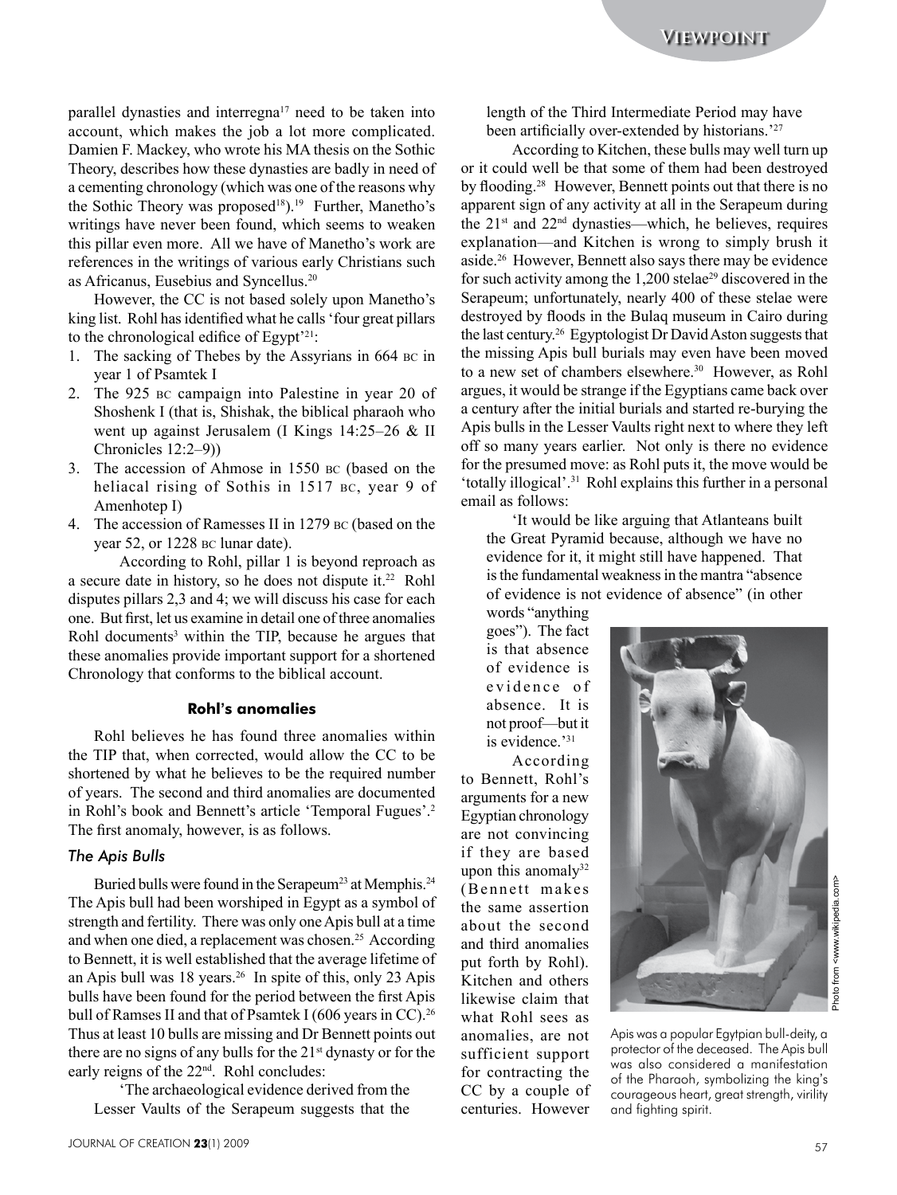parallel dynasties and interregna[17] need to be taken into account, which makes the job a lot more complicated. Damien F. Mackey, who wrote his MA thesis on the Sothic Theory, describes how these dynasties are badly in need of a cementing chronology (which was one of the reasons why the Sothic Theory was proposed[18]).[19] Further, Manetho's writings have never been found, which seems to weaken this pillar even more. All we have of Manetho's work are references in the writings of various early Christians such as Africanus, Eusebius and Syncellus.[20]

However, the CC is not based solely upon Manetho's king list. Rohl has identified what he calls 'four great pillars to the chronological edifice of Egypt'[21]:

1. The sacking of Thebes by the Assyrians in 664 BC in year 1 of Psamtek I
2. The 925 BC campaign into Palestine in year 20 of Shoshenk I (that is, Shishak, the biblical pharaoh who went up against Jerusalem (I Kings 14:25–26 & II Chronicles 12:2–9))
3. The accession of Ahmose in 1550 BC (based on the heliacal rising of Sothis in 1517 BC, year 9 of Amenhotep I)
4. The accession of Ramesses II in 1279 BC (based on the year 52, or 1228 BC lunar date).

According to Rohl, pillar 1 is beyond reproach as a secure date in history, so he does not dispute it.[22] Rohl disputes pillars 2,3 and 4; we will discuss his case for each one. But first, let us examine in detail one of three anomalies Rohl documents[3] within the TIP, because he argues that these anomalies provide important support for a shortened Chronology that conforms to the biblical account.

#### Rohl's anomalies

Rohl believes he has found three anomalies within the TIP that, when corrected, would allow the CC to be shortened by what he believes to be the required number of years. The second and third anomalies are documented in Rohl's book and Bennett's article 'Temporal Fugues'.[2] The first anomaly, however, is as follows.

##### *The Apis Bulls*

Buried bulls were found in the Serapeum[23] at Memphis.[24] The Apis bull had been worshiped in Egypt as a symbol of strength and fertility. There was only one Apis bull at a time and when one died, a replacement was chosen.[25] According to Bennett, it is well established that the average lifetime of an Apis bull was 18 years.[26] In spite of this, only 23 Apis bulls have been found for the period between the first Apis bull of Ramses II and that of Psamtek I (606 years in CC).[26] Thus at least 10 bulls are missing and Dr Bennett points out there are no signs of any bulls for the 21st dynasty or for the early reigns of the 22nd. Rohl concludes:

> 'The archaeological evidence derived from the Lesser Vaults of the Serapeum suggests that the length of the Third Intermediate Period may have been artificially over-extended by historians.'[27]

According to Kitchen, these bulls may well turn up or it could well be that some of them had been destroyed by flooding.[28] However, Bennett points out that there is no apparent sign of any activity at all in the Serapeum during the 21st and 22nd dynasties—which, he believes, requires explanation—and Kitchen is wrong to simply brush it aside.[26] However, Bennett also says there may be evidence for such activity among the 1,200 stelae[29] discovered in the Serapeum; unfortunately, nearly 400 of these stelae were destroyed by floods in the Bulaq museum in Cairo during the last century.[26] Egyptologist Dr David Aston suggests that the missing Apis bull burials may even have been moved to a new set of chambers elsewhere.[30] However, as Rohl argues, it would be strange if the Egyptians came back over a century after the initial burials and started re-burying the Apis bulls in the Lesser Vaults right next to where they left off so many years earlier. Not only is there no evidence for the presumed move: as Rohl puts it, the move would be 'totally illogical'.[31] Rohl explains this further in a personal email as follows:

> 'It would be like arguing that Atlanteans built the Great Pyramid because, although we have no evidence for it, it might still have happened. That is the fundamental weakness in the mantra "absence of evidence is not evidence of absence" (in other words "anything goes"). The fact is that absence of evidence is evidence of absence. It is not proof—but it is evidence.'[31]

According to Bennett, Rohl's arguments for a new Egyptian chronology are not convincing if they are based upon this anomaly[32] (Bennett makes the same assertion about the second and third anomalies put forth by Rohl). Kitchen and others likewise claim that what Rohl sees as anomalies, are not sufficient support for contracting the CC by a couple of centuries. However

Photo from <www.wikipedia.com>

Apis was a popular Egyptian bull-deity, a protector of the deceased. The Apis bull was also considered a manifestation of the Pharaoh, symbolizing the king's courageous heart, great strength, virility and fighting spirit.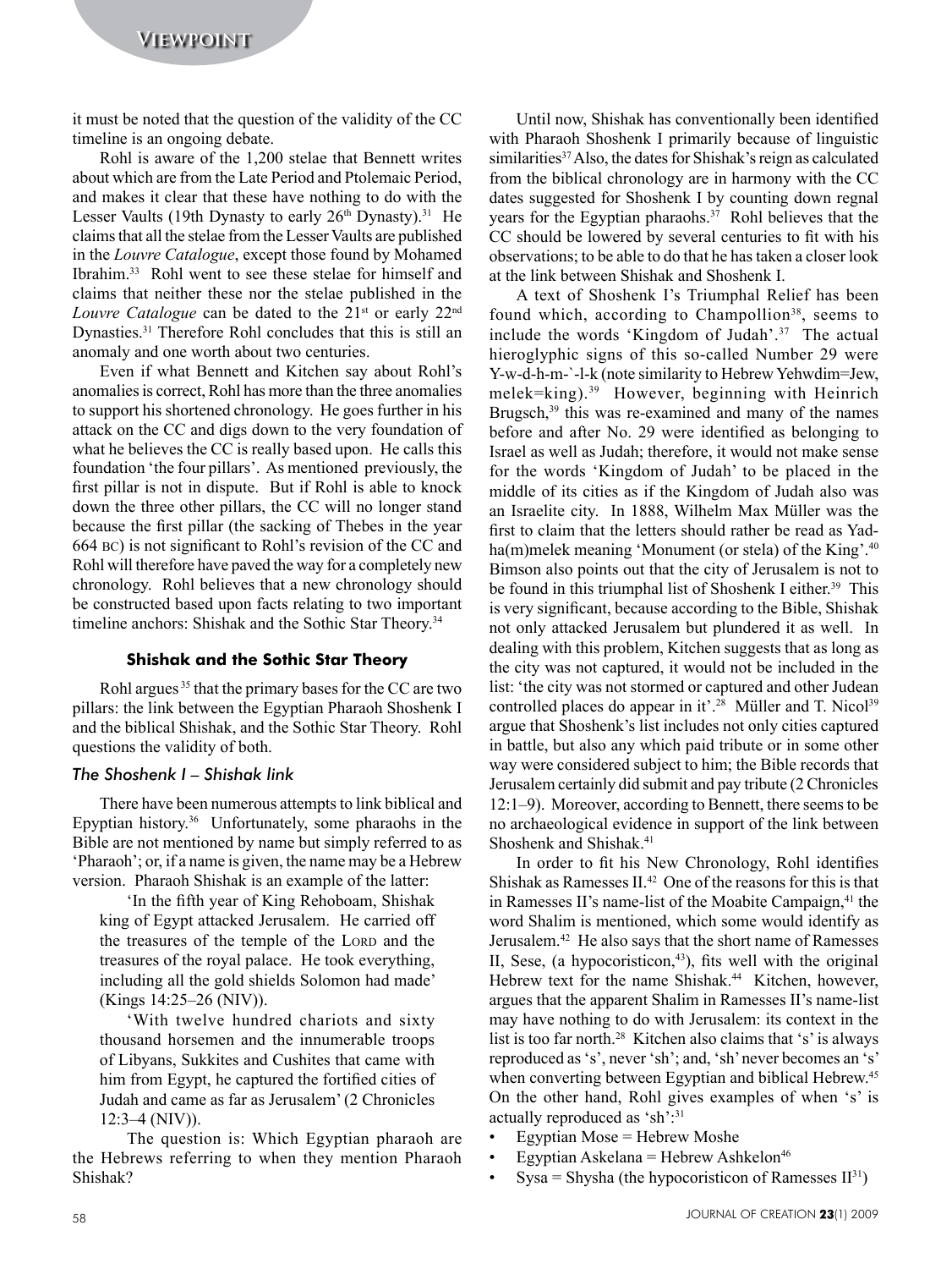it must be noted that the question of the validity of the CC timeline is an ongoing debate.

Rohl is aware of the 1,200 stelae that Bennett writes about which are from the Late Period and Ptolemaic Period, and makes it clear that these have nothing to do with the Lesser Vaults (19th Dynasty to early 26th Dynasty).[31] He claims that all the stelae from the Lesser Vaults are published in the *Louvre Catalogue*, except those found by Mohamed Ibrahim.[33] Rohl went to see these stelae for himself and claims that neither these nor the stelae published in the *Louvre Catalogue* can be dated to the 21st or early 22nd Dynasties.[31] Therefore Rohl concludes that this is still an anomaly and one worth about two centuries.

Even if what Bennett and Kitchen say about Rohl's anomalies is correct, Rohl has more than the three anomalies to support his shortened chronology. He goes further in his attack on the CC and digs down to the very foundation of what he believes the CC is really based upon. He calls this foundation 'the four pillars'. As mentioned previously, the first pillar is not in dispute. But if Rohl is able to knock down the three other pillars, the CC will no longer stand because the first pillar (the sacking of Thebes in the year 664 BC) is not significant to Rohl's revision of the CC and Rohl will therefore have paved the way for a completely new chronology. Rohl believes that a new chronology should be constructed based upon facts relating to two important timeline anchors: Shishak and the Sothic Star Theory.[34]

### Shishak and the Sothic Star Theory

Rohl argues[35] that the primary bases for the CC are two pillars: the link between the Egyptian Pharaoh Shoshenk I and the biblical Shishak, and the Sothic Star Theory. Rohl questions the validity of both.

#### *The Shoshenk I – Shishak link*

There have been numerous attempts to link biblical and Epyptian history.[36] Unfortunately, some pharaohs in the Bible are not mentioned by name but simply referred to as 'Pharaoh'; or, if a name is given, the name may be a Hebrew version. Pharaoh Shishak is an example of the latter:

> 'In the fifth year of King Rehoboam, Shishak king of Egypt attacked Jerusalem. He carried off the treasures of the temple of the LORD and the treasures of the royal palace. He took everything, including all the gold shields Solomon had made' (Kings 14:25–26 (NIV)).
>
> 'With twelve hundred chariots and sixty thousand horsemen and the innumerable troops of Libyans, Sukkites and Cushites that came with him from Egypt, he captured the fortified cities of Judah and came as far as Jerusalem' (2 Chronicles 12:3–4 (NIV)).
>
> The question is: Which Egyptian pharaoh are the Hebrews referring to when they mention Pharaoh Shishak?

Until now, Shishak has conventionally been identified with Pharaoh Shoshenk I primarily because of linguistic similarities[37] Also, the dates for Shishak's reign as calculated from the biblical chronology are in harmony with the CC dates suggested for Shoshenk I by counting down regnal years for the Egyptian pharaohs.[37] Rohl believes that the CC should be lowered by several centuries to fit with his observations; to be able to do that he has taken a closer look at the link between Shishak and Shoshenk I.

A text of Shoshenk I's Triumphal Relief has been found which, according to Champollion[38], seems to include the words 'Kingdom of Judah'.[37] The actual hieroglyphic signs of this so-called Number 29 were Y-w-d-h-m-`-l-k (note similarity to Hebrew Yehwdim=Jew, melek=king).[39] However, beginning with Heinrich Brugsch,[39] this was re-examined and many of the names before and after No. 29 were identified as belonging to Israel as well as Judah; therefore, it would not make sense for the words 'Kingdom of Judah' to be placed in the middle of its cities as if the Kingdom of Judah also was an Israelite city. In 1888, Wilhelm Max Müller was the first to claim that the letters should rather be read as Yad-ha(m)melek meaning 'Monument (or stela) of the King'.[40] Bimson also points out that the city of Jerusalem is not to be found in this triumphal list of Shoshenk I either.[39] This is very significant, because according to the Bible, Shishak not only attacked Jerusalem but plundered it as well. In dealing with this problem, Kitchen suggests that as long as the city was not captured, it would not be included in the list: 'the city was not stormed or captured and other Judean controlled places do appear in it'.[28] Müller and T. Nicol[39] argue that Shoshenk's list includes not only cities captured in battle, but also any which paid tribute or in some other way were considered subject to him; the Bible records that Jerusalem certainly did submit and pay tribute (2 Chronicles 12:1–9). Moreover, according to Bennett, there seems to be no archaeological evidence in support of the link between Shoshenk and Shishak.[41]

In order to fit his New Chronology, Rohl identifies Shishak as Ramesses II.[42] One of the reasons for this is that in Ramesses II's name-list of the Moabite Campaign,[41] the word Shalim is mentioned, which some would identify as Jerusalem.[42] He also says that the short name of Ramesses II, Sese, (a hypocoristicon,[43]), fits well with the original Hebrew text for the name Shishak.[44] Kitchen, however, argues that the apparent Shalim in Ramesses II's name-list may have nothing to do with Jerusalem: its context in the list is too far north.[28] Kitchen also claims that 's' is always reproduced as 's', never 'sh'; and, 'sh' never becomes an 's' when converting between Egyptian and biblical Hebrew.[45] On the other hand, Rohl gives examples of when 's' is actually reproduced as 'sh':[31]

- Egyptian Mose = Hebrew Moshe
- Egyptian Askelana = Hebrew Ashkelon[46]
- Sysa = Shysha (the hypocoristicon of Ramesses II[31])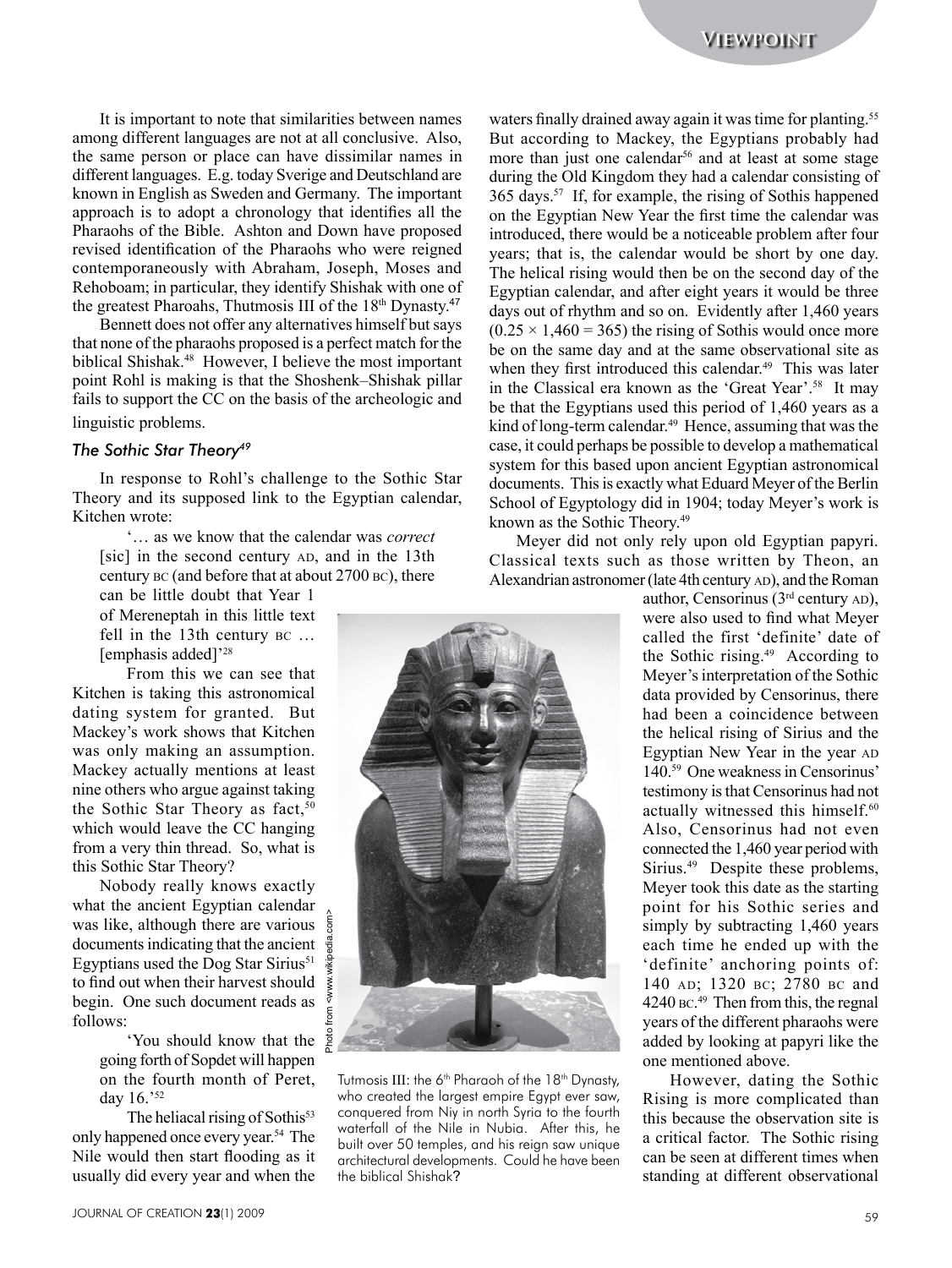It is important to note that similarities between names among different languages are not at all conclusive. Also, the same person or place can have dissimilar names in different languages. E.g. today Sverige and Deutschland are known in English as Sweden and Germany. The important approach is to adopt a chronology that identifies all the Pharaohs of the Bible. Ashton and Down have proposed revised identification of the Pharaohs who were reigned contemporaneously with Abraham, Joseph, Moses and Rehoboam; in particular, they identify Shishak with one of the greatest Pharoahs, Thutmosis III of the 18th Dynasty.[47]

Bennett does not offer any alternatives himself but says that none of the pharaohs proposed is a perfect match for the biblical Shishak.[48] However, I believe the most important point Rohl is making is that the Shoshenk–Shishak pillar fails to support the CC on the basis of the archeologic and linguistic problems.

### *The Sothic Star Theory*[49]

In response to Rohl's challenge to the Sothic Star Theory and its supposed link to the Egyptian calendar, Kitchen wrote:

> '… as we know that the calendar was *correct* [sic] in the second century AD, and in the 13th century BC (and before that at about 2700 BC), there can be little doubt that Year 1 of Mereneptah in this little text fell in the 13th century BC … [emphasis added]'[28]

From this we can see that Kitchen is taking this astronomical dating system for granted. But Mackey's work shows that Kitchen was only making an assumption. Mackey actually mentions at least nine others who argue against taking the Sothic Star Theory as fact,[50] which would leave the CC hanging from a very thin thread. So, what is this Sothic Star Theory?

Nobody really knows exactly what the ancient Egyptian calendar was like, although there are various documents indicating that the ancient Egyptians used the Dog Star Sirius[51] to find out when their harvest should begin. One such document reads as follows:

> 'You should know that the going forth of Sopdet will happen on the fourth month of Peret, day 16.'[52]

The heliacal rising of Sothis[53] only happened once every year.[54] The Nile would then start flooding as it usually did every year and when the waters finally drained away again it was time for planting.[55] But according to Mackey, the Egyptians probably had more than just one calendar[56] and at least at some stage during the Old Kingdom they had a calendar consisting of 365 days.[57] If, for example, the rising of Sothis happened on the Egyptian New Year the first time the calendar was introduced, there would be a noticeable problem after four years; that is, the calendar would be short by one day. The helical rising would then be on the second day of the Egyptian calendar, and after eight years it would be three days out of rhythm and so on. Evidently after 1,460 years ($0.25 \times 1,460 = 365$) the rising of Sothis would once more be on the same day and at the same observational site as when they first introduced this calendar.[49] This was later in the Classical era known as the 'Great Year'.[58] It may be that the Egyptians used this period of 1,460 years as a kind of long-term calendar.[49] Hence, assuming that was the case, it could perhaps be possible to develop a mathematical system for this based upon ancient Egyptian astronomical documents. This is exactly what Eduard Meyer of the Berlin School of Egyptology did in 1904; today Meyer's work is known as the Sothic Theory.[49]

Meyer did not only rely upon old Egyptian papyri. Classical texts such as those written by Theon, an Alexandrian astronomer (late 4th century AD), and the Roman author, Censorinus (3rd century AD), were also used to find what Meyer called the first 'definite' date of the Sothic rising.[49] According to Meyer's interpretation of the Sothic data provided by Censorinus, there had been a coincidence between the helical rising of Sirius and the Egyptian New Year in the year AD 140.[59] One weakness in Censorinus' testimony is that Censorinus had not actually witnessed this himself.[60] Also, Censorinus had not even connected the 1,460 year period with Sirius.[49] Despite these problems, Meyer took this date as the starting point for his Sothic series and simply by subtracting 1,460 years each time he ended up with the 'definite' anchoring points of: 140 AD; 1320 BC; 2780 BC and 4240 BC.[49] Then from this, the regnal years of the different pharaohs were added by looking at papyri like the one mentioned above.

However, dating the Sothic Rising is more complicated than this because the observation site is a critical factor. The Sothic rising can be seen at different times when standing at different observational

Photo from <www.wikipedia.com>

Tutmosis III: the 6th Pharaoh of the 18th Dynasty, who created the largest empire Egypt ever saw, conquered from Niy in north Syria to the fourth waterfall of the Nile in Nubia. After this, he built over 50 temples, and his reign saw unique architectural developments. Could he have been the biblical Shishak?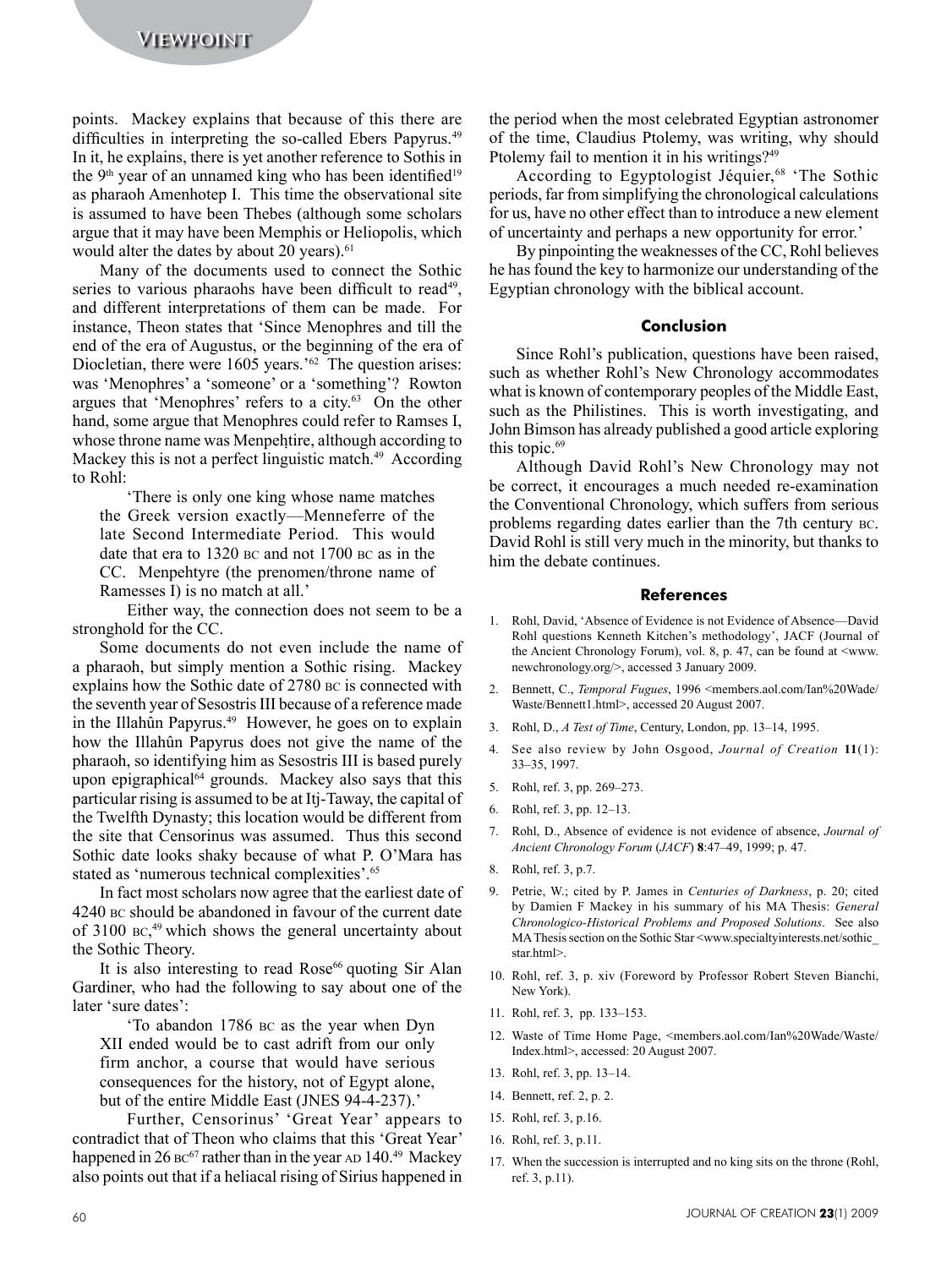points. Mackey explains that because of this there are difficulties in interpreting the so-called Ebers Papyrus.[49] In it, he explains, there is yet another reference to Sothis in the 9th year of an unnamed king who has been identified[19] as pharaoh Amenhotep I. This time the observational site is assumed to have been Thebes (although some scholars argue that it may have been Memphis or Heliopolis, which would alter the dates by about 20 years).[61]

Many of the documents used to connect the Sothic series to various pharaohs have been difficult to read[49], and different interpretations of them can be made. For instance, Theon states that 'Since Menophres and till the end of the era of Augustus, or the beginning of the era of Diocletian, there were 1605 years.'[62] The question arises: was 'Menophres' a 'someone' or a 'something'? Rowton argues that 'Menophres' refers to a city.[63] On the other hand, some argue that Menophres could refer to Ramses I, whose throne name was Menpeḥtire, although according to Mackey this is not a perfect linguistic match.[49] According to Rohl:

> 'There is only one king whose name matches the Greek version exactly—Menneferre of the late Second Intermediate Period. This would date that era to 1320 BC and not 1700 BC as in the CC. Menpehtyre (the prenomen/throne name of Ramesses I) is no match at all.'

Either way, the connection does not seem to be a stronghold for the CC.

Some documents do not even include the name of a pharaoh, but simply mention a Sothic rising. Mackey explains how the Sothic date of 2780 BC is connected with the seventh year of Sesostris III because of a reference made in the Illahûn Papyrus.[49] However, he goes on to explain how the Illahûn Papyrus does not give the name of the pharaoh, so identifying him as Sesostris III is based purely upon epigraphical[64] grounds. Mackey also says that this particular rising is assumed to be at Itj-Taway, the capital of the Twelfth Dynasty; this location would be different from the site that Censorinus was assumed. Thus this second Sothic date looks shaky because of what P. O'Mara has stated as 'numerous technical complexities'.[65]

In fact most scholars now agree that the earliest date of 4240 BC should be abandoned in favour of the current date of 3100 BC,[49] which shows the general uncertainty about the Sothic Theory.

It is also interesting to read Rose[66] quoting Sir Alan Gardiner, who had the following to say about one of the later 'sure dates':

> 'To abandon 1786 BC as the year when Dyn XII ended would be to cast adrift from our only firm anchor, a course that would have serious consequences for the history, not of Egypt alone, but of the entire Middle East (JNES 94-4-237).'

Further, Censorinus' 'Great Year' appears to contradict that of Theon who claims that this 'Great Year' happened in 26 BC[67] rather than in the year AD 140.[49] Mackey also points out that if a heliacal rising of Sirius happened in the period when the most celebrated Egyptian astronomer of the time, Claudius Ptolemy, was writing, why should Ptolemy fail to mention it in his writings?[49]

According to Egyptologist Jéquier,[68] 'The Sothic periods, far from simplifying the chronological calculations for us, have no other effect than to introduce a new element of uncertainty and perhaps a new opportunity for error.'

By pinpointing the weaknesses of the CC, Rohl believes he has found the key to harmonize our understanding of the Egyptian chronology with the biblical account.

## Conclusion

Since Rohl's publication, questions have been raised, such as whether Rohl's New Chronology accommodates what is known of contemporary peoples of the Middle East, such as the Philistines. This is worth investigating, and John Bimson has already published a good article exploring this topic.[69]

Although David Rohl's New Chronology may not be correct, it encourages a much needed re-examination the Conventional Chronology, which suffers from serious problems regarding dates earlier than the 7th century BC. David Rohl is still very much in the minority, but thanks to him the debate continues.

## References

1. Rohl, David, 'Absence of Evidence is not Evidence of Absence—David Rohl questions Kenneth Kitchen's methodology', JACF (Journal of the Ancient Chronology Forum), vol. 8, p. 47, can be found at <www.newchronology.org/>, accessed 3 January 2009.
2. Bennett, C., *Temporal Fugues*, 1996 <members.aol.com/Ian%20Wade/Waste/Bennett1.html>, accessed 20 August 2007.
3. Rohl, D., *A Test of Time*, Century, London, pp. 13–14, 1995.
4. See also review by John Osgood, *Journal of Creation* **11**(1): 33–35, 1997.
5. Rohl, ref. 3, pp. 269–273.
6. Rohl, ref. 3, pp. 12–13.
7. Rohl, D., Absence of evidence is not evidence of absence, *Journal of Ancient Chronology Forum* (*JACF*) **8**:47–49, 1999; p. 47.
8. Rohl, ref. 3, p.7.
9. Petrie, W.; cited by P. James in *Centuries of Darkness*, p. 20; cited by Damien F Mackey in his summary of his MA Thesis: *General Chronologico-Historical Problems and Proposed Solutions*. See also MA Thesis section on the Sothic Star <www.specialtyinterests.net/sothic_star.html>.
10. Rohl, ref. 3, p. xiv (Foreword by Professor Robert Steven Bianchi, New York).
11. Rohl, ref. 3, pp. 133–153.
12. Waste of Time Home Page, <members.aol.com/Ian%20Wade/Waste/Index.html>, accessed: 20 August 2007.
13. Rohl, ref. 3, pp. 13–14.
14. Bennett, ref. 2, p. 2.
15. Rohl, ref. 3, p.16.
16. Rohl, ref. 3, p.11.
17. When the succession is interrupted and no king sits on the throne (Rohl, ref. 3, p.11).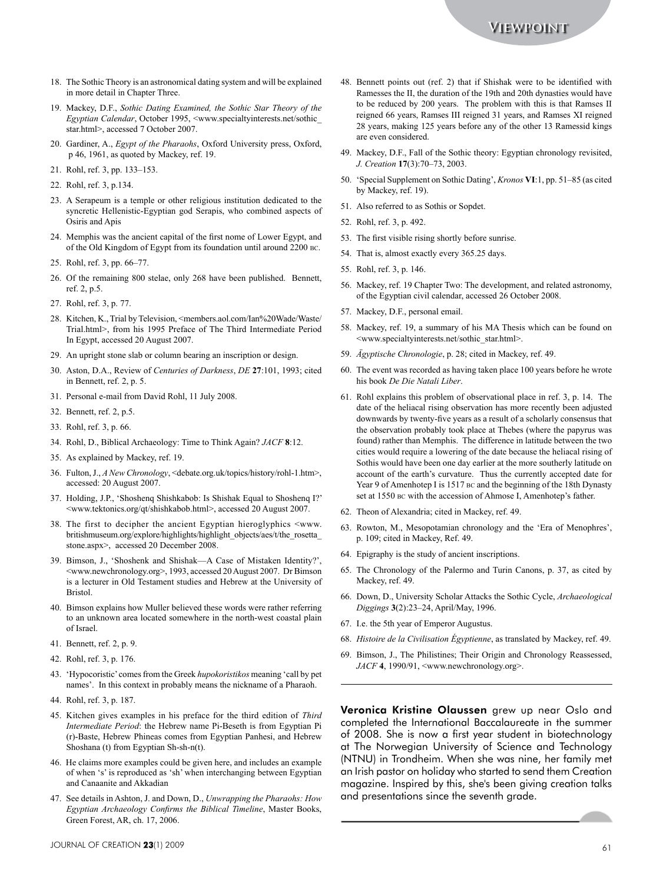18. The Sothic Theory is an astronomical dating system and will be explained in more detail in Chapter Three.
19. Mackey, D.F., *Sothic Dating Examined, the Sothic Star Theory of the Egyptian Calendar*, October 1995, <www.specialtyinterests.net/sothic_star.html>, accessed 7 October 2007.
20. Gardiner, A., *Egypt of the Pharaohs*, Oxford University press, Oxford, p 46, 1961, as quoted by Mackey, ref. 19.
21. Rohl, ref. 3, pp. 133–153.
22. Rohl, ref. 3, p.134.
23. A Serapeum is a temple or other religious institution dedicated to the syncretic Hellenistic-Egyptian god Serapis, who combined aspects of Osiris and Apis
24. Memphis was the ancient capital of the first nome of Lower Egypt, and of the Old Kingdom of Egypt from its foundation until around 2200 BC.
25. Rohl, ref. 3, pp. 66–77.
26. Of the remaining 800 stelae, only 268 have been published. Bennett, ref. 2, p.5.
27. Rohl, ref. 3, p. 77.
28. Kitchen, K., Trial by Television, <members.aol.com/Ian%20Wade/Waste/Trial.html>, from his 1995 Preface of The Third Intermediate Period In Egypt, accessed 20 August 2007.
29. An upright stone slab or column bearing an inscription or design.
30. Aston, D.A., Review of *Centuries of Darkness*, *DE* **27**:101, 1993; cited in Bennett, ref. 2, p. 5.
31. Personal e-mail from David Rohl, 11 July 2008.
32. Bennett, ref. 2, p.5.
33. Rohl, ref. 3, p. 66.
34. Rohl, D., Biblical Archaeology: Time to Think Again? *JACF* **8**:12.
35. As explained by Mackey, ref. 19.
36. Fulton, J., *A New Chronology*, <debate.org.uk/topics/history/rohl-1.htm>, accessed: 20 August 2007.
37. Holding, J.P., 'Shoshenq Shishkabob: Is Shishak Equal to Shoshenq I?' <www.tektonics.org/qt/shishkabob.html>, accessed 20 August 2007.
38. The first to decipher the ancient Egyptian hieroglyphics <www.britishmuseum.org/explore/highlights/highlight_objects/aes/t/the_rosetta_stone.aspx>, accessed 20 December 2008.
39. Bimson, J., 'Shoshenk and Shishak—A Case of Mistaken Identity?', <www.newchronology.org>, 1993, accessed 20 August 2007. Dr Bimson is a lecturer in Old Testament studies and Hebrew at the University of Bristol.
40. Bimson explains how Muller believed these words were rather referring to an unknown area located somewhere in the north-west coastal plain of Israel.
41. Bennett, ref. 2, p. 9.
42. Rohl, ref. 3, p. 176.
43. 'Hypocoristic' comes from the Greek *hupokoristikos* meaning 'call by pet names'. In this context in probably means the nickname of a Pharaoh.
44. Rohl, ref. 3, p. 187.
45. Kitchen gives examples in his preface for the third edition of *Third Intermediate Period*: the Hebrew name Pi-Beseth is from Egyptian Pi (r)-Baste, Hebrew Phineas comes from Egyptian Panhesi, and Hebrew Shoshana (t) from Egyptian Sh-sh-n(t).
46. He claims more examples could be given here, and includes an example of when 's' is reproduced as 'sh' when interchanging between Egyptian and Canaanite and Akkadian
47. See details in Ashton, J. and Down, D., *Unwrapping the Pharaohs: How Egyptian Archaeology Confirms the Biblical Timeline*, Master Books, Green Forest, AR, ch. 17, 2006.
48. Bennett points out (ref. 2) that if Shishak were to be identified with Ramesses the II, the duration of the 19th and 20th dynasties would have to be reduced by 200 years. The problem with this is that Ramses II reigned 66 years, Ramses III reigned 31 years, and Ramses XI reigned 28 years, making 125 years before any of the other 13 Ramessid kings are even considered.
49. Mackey, D.F., Fall of the Sothic theory: Egyptian chronology revisited, *J. Creation* **17**(3):70–73, 2003.
50. 'Special Supplement on Sothic Dating', *Kronos* **VI**:1, pp. 51–85 (as cited by Mackey, ref. 19).
51. Also referred to as Sothis or Sopdet.
52. Rohl, ref. 3, p. 492.
53. The first visible rising shortly before sunrise.
54. That is, almost exactly every 365.25 days.
55. Rohl, ref. 3, p. 146.
56. Mackey, ref. 19 Chapter Two: The development, and related astronomy, of the Egyptian civil calendar, accessed 26 October 2008.
57. Mackey, D.F., personal email.
58. Mackey, ref. 19, a summary of his MA Thesis which can be found on <www.specialtyinterests.net/sothic_star.html>.
59. *Ägyptische Chronologie*, p. 28; cited in Mackey, ref. 49.
60. The event was recorded as having taken place 100 years before he wrote his book *De Die Natali Liber*.
61. Rohl explains this problem of observational place in ref. 3, p. 14. The date of the heliacal rising observation has more recently been adjusted downwards by twenty-five years as a result of a scholarly consensus that the observation probably took place at Thebes (where the papyrus was found) rather than Memphis. The difference in latitude between the two cities would require a lowering of the date because the heliacal rising of Sothis would have been one day earlier at the more southerly latitude on account of the earth's curvature. Thus the currently accepted date for Year 9 of Amenhotep I is 1517 BC and the beginning of the 18th Dynasty set at 1550 BC with the accession of Ahmose I, Amenhotep's father.
62. Theon of Alexandria; cited in Mackey, ref. 49.
63. Rowton, M., Mesopotamian chronology and the 'Era of Menophres', p. 109; cited in Mackey, Ref. 49.
64. Epigraphy is the study of ancient inscriptions.
65. The Chronology of the Palermo and Turin Canons, p. 37, as cited by Mackey, ref. 49.
66. Down, D., University Scholar Attacks the Sothic Cycle, *Archaeological Diggings* **3**(2):23–24, April/May, 1996.
67. I.e. the 5th year of Emperor Augustus.
68. *Histoire de la Civilisation Égyptienne*, as translated by Mackey, ref. 49.
69. Bimson, J., The Philistines; Their Origin and Chronology Reassessed, *JACF* **4**, 1990/91, <www.newchronology.org>.

---

**Veronica Kristine Olaussen** grew up near Oslo and completed the International Baccalaureate in the summer of 2008. She is now a first year student in biotechnology at The Norwegian University of Science and Technology (NTNU) in Trondheim. When she was nine, her family met an Irish pastor on holiday who started to send them Creation magazine. Inspired by this, she's been giving creation talks and presentations since the seventh grade.